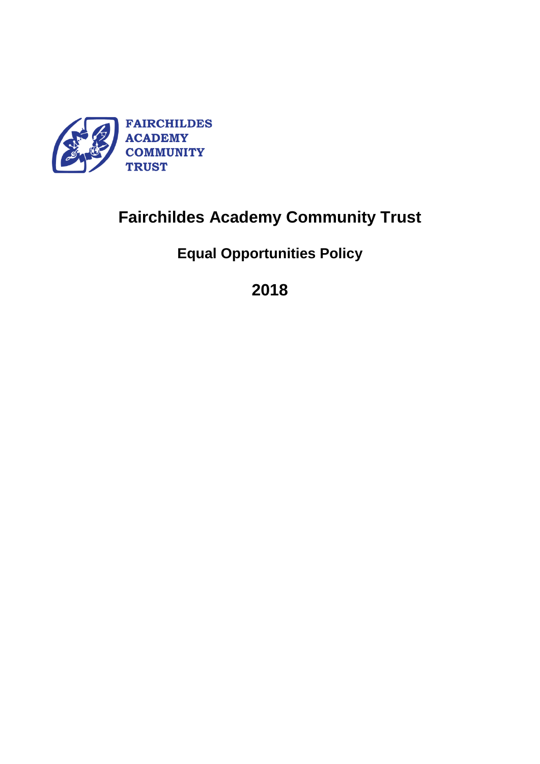FAIRCHILDES ACADEMY COMMUNITY TRUST

# Fairchildes Academy Community Trust

## Equal Opportunities Policy

## 2018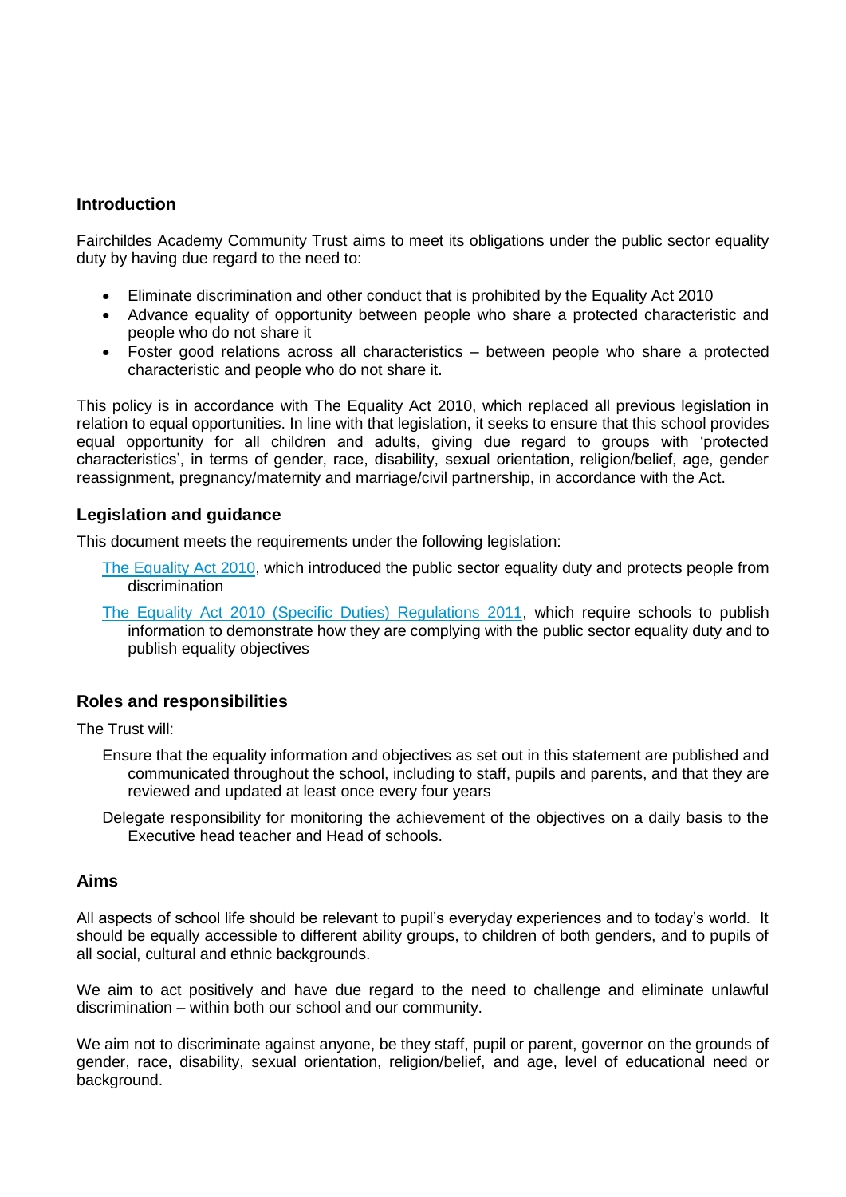## Introduction

Fairchildes Academy Community Trust aims to meet its obligations under the public sector equality duty by having due regard to the need to:

- Eliminate discrimination and other conduct that is prohibited by the Equality Act 2010
- Advance equality of opportunity between people who share a protected characteristic and people who do not share it
- Foster good relations across all characteristics – between people who share a protected characteristic and people who do not share it.

This policy is in accordance with The Equality Act 2010, which replaced all previous legislation in relation to equal opportunities. In line with that legislation, it seeks to ensure that this school provides equal opportunity for all children and adults, giving due regard to groups with 'protected characteristics', in terms of gender, race, disability, sexual orientation, religion/belief, age, gender reassignment, pregnancy/maternity and marriage/civil partnership, in accordance with the Act.

## Legislation and guidance

This document meets the requirements under the following legislation:

The Equality Act 2010, which introduced the public sector equality duty and protects people from discrimination

The Equality Act 2010 (Specific Duties) Regulations 2011, which require schools to publish information to demonstrate how they are complying with the public sector equality duty and to publish equality objectives

## Roles and responsibilities

The Trust will:

Ensure that the equality information and objectives as set out in this statement are published and communicated throughout the school, including to staff, pupils and parents, and that they are reviewed and updated at least once every four years

Delegate responsibility for monitoring the achievement of the objectives on a daily basis to the Executive head teacher and Head of schools.

## Aims

All aspects of school life should be relevant to pupil's everyday experiences and to today's world. It should be equally accessible to different ability groups, to children of both genders, and to pupils of all social, cultural and ethnic backgrounds.

We aim to act positively and have due regard to the need to challenge and eliminate unlawful discrimination – within both our school and our community.

We aim not to discriminate against anyone, be they staff, pupil or parent, governor on the grounds of gender, race, disability, sexual orientation, religion/belief, and age, level of educational need or background.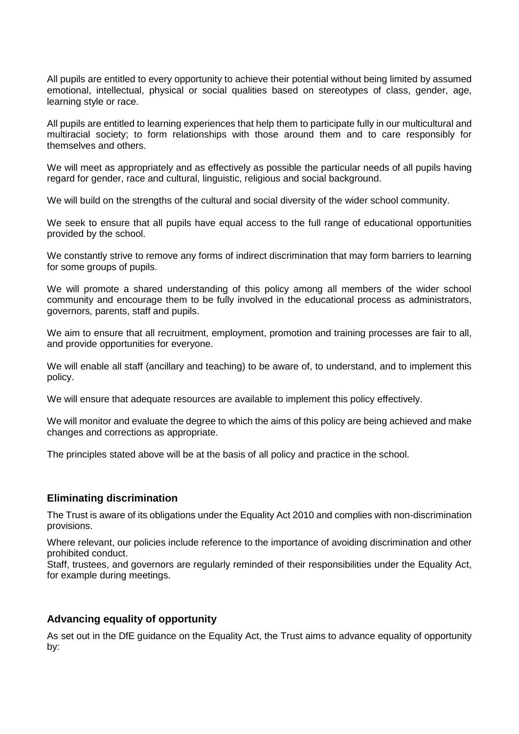All pupils are entitled to every opportunity to achieve their potential without being limited by assumed emotional, intellectual, physical or social qualities based on stereotypes of class, gender, age, learning style or race.

All pupils are entitled to learning experiences that help them to participate fully in our multicultural and multiracial society; to form relationships with those around them and to care responsibly for themselves and others.

We will meet as appropriately and as effectively as possible the particular needs of all pupils having regard for gender, race and cultural, linguistic, religious and social background.

We will build on the strengths of the cultural and social diversity of the wider school community.

We seek to ensure that all pupils have equal access to the full range of educational opportunities provided by the school.

We constantly strive to remove any forms of indirect discrimination that may form barriers to learning for some groups of pupils.

We will promote a shared understanding of this policy among all members of the wider school community and encourage them to be fully involved in the educational process as administrators, governors, parents, staff and pupils.

We aim to ensure that all recruitment, employment, promotion and training processes are fair to all, and provide opportunities for everyone.

We will enable all staff (ancillary and teaching) to be aware of, to understand, and to implement this policy.

We will ensure that adequate resources are available to implement this policy effectively.

We will monitor and evaluate the degree to which the aims of this policy are being achieved and make changes and corrections as appropriate.

The principles stated above will be at the basis of all policy and practice in the school.

### Eliminating discrimination

The Trust is aware of its obligations under the Equality Act 2010 and complies with non-discrimination provisions.

Where relevant, our policies include reference to the importance of avoiding discrimination and other prohibited conduct.

Staff, trustees, and governors are regularly reminded of their responsibilities under the Equality Act, for example during meetings.

### Advancing equality of opportunity

As set out in the DfE guidance on the Equality Act, the Trust aims to advance equality of opportunity by: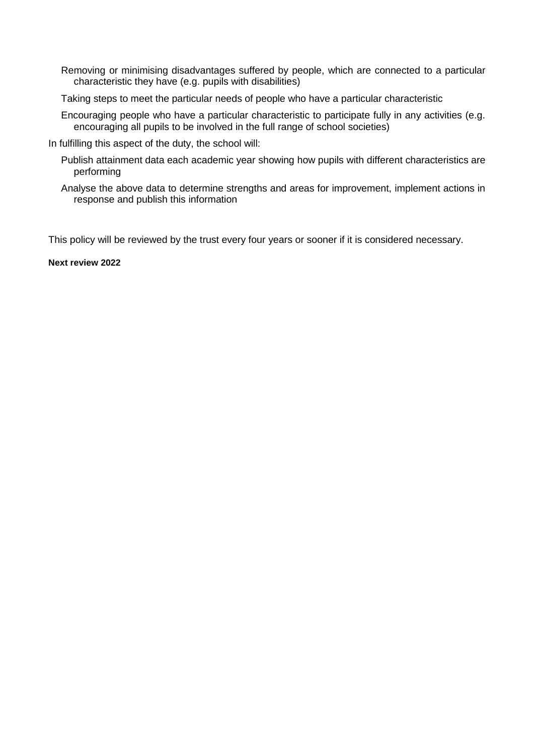- Removing or minimising disadvantages suffered by people, which are connected to a particular characteristic they have (e.g. pupils with disabilities)
- Taking steps to meet the particular needs of people who have a particular characteristic
- Encouraging people who have a particular characteristic to participate fully in any activities (e.g. encouraging all pupils to be involved in the full range of school societies)

In fulfilling this aspect of the duty, the school will:

- Publish attainment data each academic year showing how pupils with different characteristics are performing
- Analyse the above data to determine strengths and areas for improvement, implement actions in response and publish this information

This policy will be reviewed by the trust every four years or sooner if it is considered necessary.

**Next review 2022**